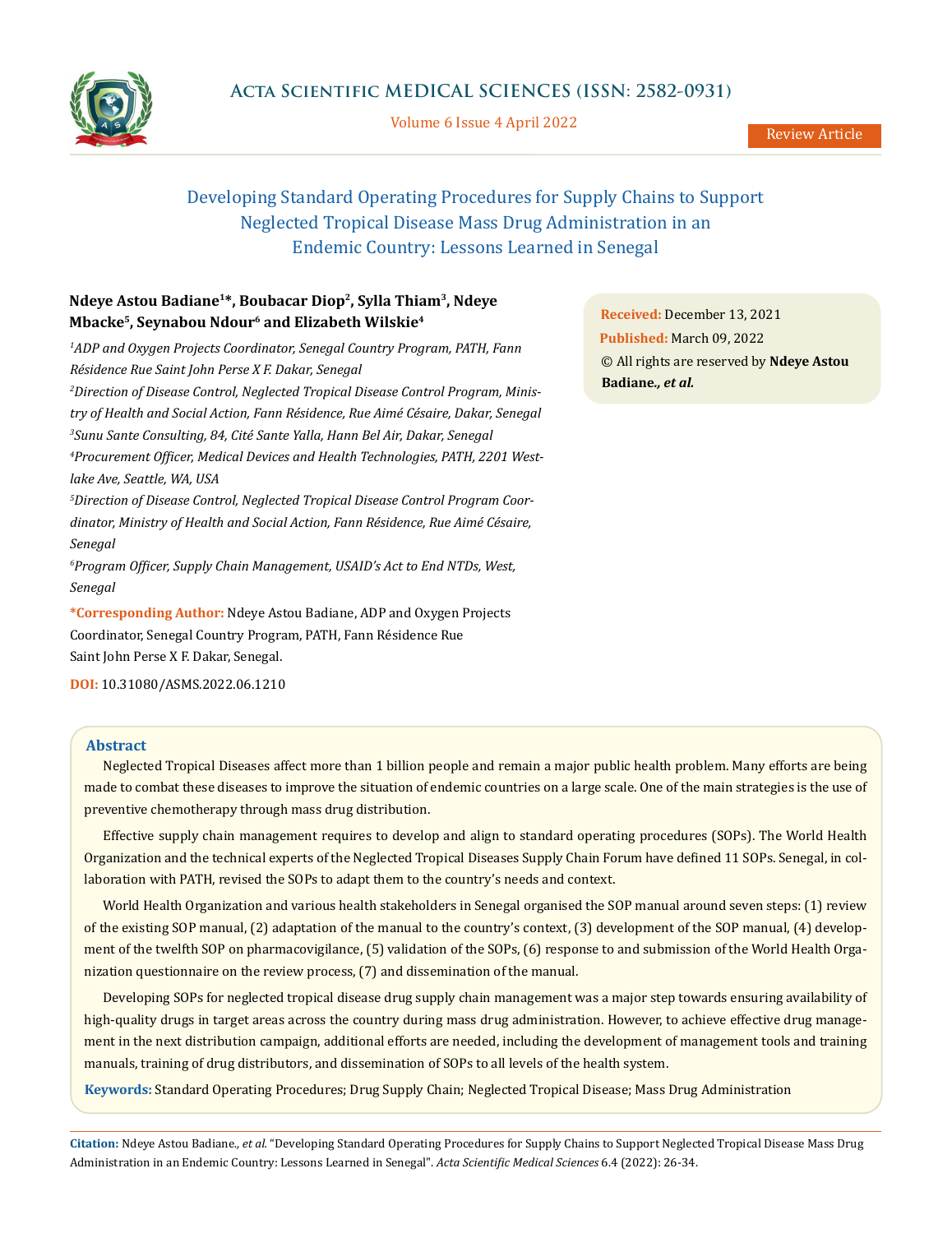Review Article

# Developing Standard Operating Procedures for Supply Chains to Support Neglected Tropical Disease Mass Drug Administration in an Endemic Country: Lessons Learned in Senegal

**Ndeye Astou Badiane[1]*, Boubacar Diop[2], Sylla Thiam[3], Ndeye Mbacke[5], Seynabou Ndour[6] and Elizabeth Wilskie[4]**

*[1]ADP and Oxygen Projects Coordinator, Senegal Country Program, PATH, Fann Résidence Rue Saint John Perse X F. Dakar, Senegal*

*[2]Direction of Disease Control, Neglected Tropical Disease Control Program, Ministry of Health and Social Action, Fann Résidence, Rue Aimé Césaire, Dakar, Senegal*

*[3]Sunu Sante Consulting, 84, Cité Sante Yalla, Hann Bel Air, Dakar, Senegal*

*[4]Procurement Officer, Medical Devices and Health Technologies, PATH, 2201 Westlake Ave, Seattle, WA, USA*

*[5]Direction of Disease Control, Neglected Tropical Disease Control Program Coordinator, Ministry of Health and Social Action, Fann Résidence, Rue Aimé Césaire, Senegal*

*[6]Program Officer, Supply Chain Management, USAID's Act to End NTDs, West, Senegal*

**\*Corresponding Author:** Ndeye Astou Badiane, ADP and Oxygen Projects Coordinator, Senegal Country Program, PATH, Fann Résidence Rue Saint John Perse X F. Dakar, Senegal.

**DOI:** 10.31080/ASMS.2022.06.1210

**Received:** December 13, 2021
**Published:** March 09, 2022
© All rights are reserved by **Ndeye Astou Badiane.*, et al.***

## Abstract

Neglected Tropical Diseases affect more than 1 billion people and remain a major public health problem. Many efforts are being made to combat these diseases to improve the situation of endemic countries on a large scale. One of the main strategies is the use of preventive chemotherapy through mass drug distribution.

Effective supply chain management requires to develop and align to standard operating procedures (SOPs). The World Health Organization and the technical experts of the Neglected Tropical Diseases Supply Chain Forum have defined 11 SOPs. Senegal, in collaboration with PATH, revised the SOPs to adapt them to the country's needs and context.

World Health Organization and various health stakeholders in Senegal organised the SOP manual around seven steps: (1) review of the existing SOP manual, (2) adaptation of the manual to the country's context, (3) development of the SOP manual, (4) development of the twelfth SOP on pharmacovigilance, (5) validation of the SOPs, (6) response to and submission of the World Health Organization questionnaire on the review process, (7) and dissemination of the manual.

Developing SOPs for neglected tropical disease drug supply chain management was a major step towards ensuring availability of high-quality drugs in target areas across the country during mass drug administration. However, to achieve effective drug management in the next distribution campaign, additional efforts are needed, including the development of management tools and training manuals, training of drug distributors, and dissemination of SOPs to all levels of the health system.

**Keywords:** Standard Operating Procedures; Drug Supply Chain; Neglected Tropical Disease; Mass Drug Administration

**Citation:** Ndeye Astou Badiane., *et al.* "Developing Standard Operating Procedures for Supply Chains to Support Neglected Tropical Disease Mass Drug Administration in an Endemic Country: Lessons Learned in Senegal". *Acta Scientific Medical Sciences* 6.4 (2022): 26-34.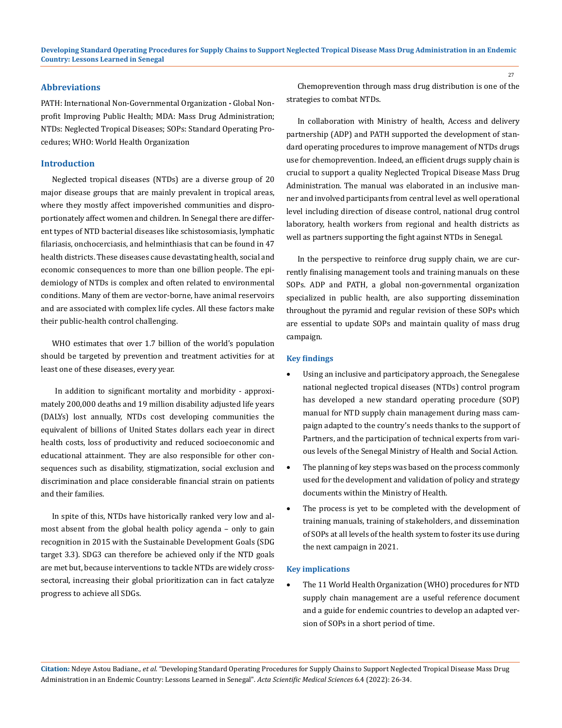## Abbreviations

PATH: International Non-Governmental Organization - Global Nonprofit Improving Public Health; MDA: Mass Drug Administration; NTDs: Neglected Tropical Diseases; SOPs: Standard Operating Procedures; WHO: World Health Organization

## Introduction

Neglected tropical diseases (NTDs) are a diverse group of 20 major disease groups that are mainly prevalent in tropical areas, where they mostly affect impoverished communities and disproportionately affect women and children. In Senegal there are different types of NTD bacterial diseases like schistosomiasis, lymphatic filariasis, onchocerciasis, and helminthiasis that can be found in 47 health districts. These diseases cause devastating health, social and economic consequences to more than one billion people. The epidemiology of NTDs is complex and often related to environmental conditions. Many of them are vector-borne, have animal reservoirs and are associated with complex life cycles. All these factors make their public-health control challenging.

WHO estimates that over 1.7 billion of the world's population should be targeted by prevention and treatment activities for at least one of these diseases, every year.

In addition to significant mortality and morbidity - approximately 200,000 deaths and 19 million disability adjusted life years (DALYs) lost annually, NTDs cost developing communities the equivalent of billions of United States dollars each year in direct health costs, loss of productivity and reduced socioeconomic and educational attainment. They are also responsible for other consequences such as disability, stigmatization, social exclusion and discrimination and place considerable financial strain on patients and their families.

In spite of this, NTDs have historically ranked very low and almost absent from the global health policy agenda – only to gain recognition in 2015 with the Sustainable Development Goals (SDG target 3.3). SDG3 can therefore be achieved only if the NTD goals are met but, because interventions to tackle NTDs are widely cross-sectoral, increasing their global prioritization can in fact catalyze progress to achieve all SDGs.

Chemoprevention through mass drug distribution is one of the strategies to combat NTDs.

In collaboration with Ministry of health, Access and delivery partnership (ADP) and PATH supported the development of standard operating procedures to improve management of NTDs drugs use for chemoprevention. Indeed, an efficient drugs supply chain is crucial to support a quality Neglected Tropical Disease Mass Drug Administration. The manual was elaborated in an inclusive manner and involved participants from central level as well operational level including direction of disease control, national drug control laboratory, health workers from regional and health districts as well as partners supporting the fight against NTDs in Senegal.

In the perspective to reinforce drug supply chain, we are currently finalising management tools and training manuals on these SOPs. ADP and PATH, a global non-governmental organization specialized in public health, are also supporting dissemination throughout the pyramid and regular revision of these SOPs which are essential to update SOPs and maintain quality of mass drug campaign.

### Key findings

- Using an inclusive and participatory approach, the Senegalese national neglected tropical diseases (NTDs) control program has developed a new standard operating procedure (SOP) manual for NTD supply chain management during mass campaign adapted to the country's needs thanks to the support of Partners, and the participation of technical experts from various levels of the Senegal Ministry of Health and Social Action.
- The planning of key steps was based on the process commonly used for the development and validation of policy and strategy documents within the Ministry of Health.
- The process is yet to be completed with the development of training manuals, training of stakeholders, and dissemination of SOPs at all levels of the health system to foster its use during the next campaign in 2021.

### Key implications

- The 11 World Health Organization (WHO) procedures for NTD supply chain management are a useful reference document and a guide for endemic countries to develop an adapted version of SOPs in a short period of time.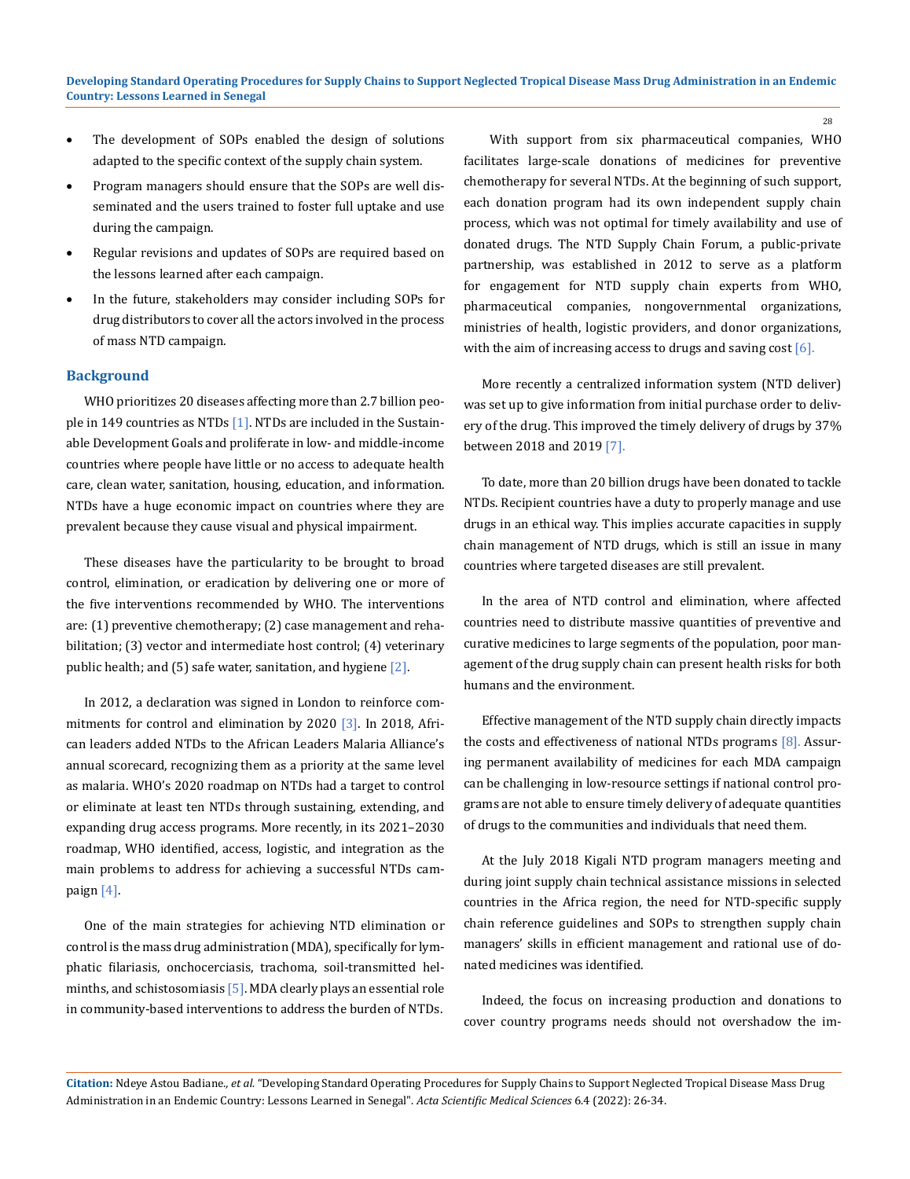- The development of SOPs enabled the design of solutions adapted to the specific context of the supply chain system.
- Program managers should ensure that the SOPs are well disseminated and the users trained to foster full uptake and use during the campaign.
- Regular revisions and updates of SOPs are required based on the lessons learned after each campaign.
- In the future, stakeholders may consider including SOPs for drug distributors to cover all the actors involved in the process of mass NTD campaign.

## Background

WHO prioritizes 20 diseases affecting more than 2.7 billion people in 149 countries as NTDs [1]. NTDs are included in the Sustainable Development Goals and proliferate in low- and middle-income countries where people have little or no access to adequate health care, clean water, sanitation, housing, education, and information. NTDs have a huge economic impact on countries where they are prevalent because they cause visual and physical impairment.

These diseases have the particularity to be brought to broad control, elimination, or eradication by delivering one or more of the five interventions recommended by WHO. The interventions are: (1) preventive chemotherapy; (2) case management and rehabilitation; (3) vector and intermediate host control; (4) veterinary public health; and (5) safe water, sanitation, and hygiene [2].

In 2012, a declaration was signed in London to reinforce commitments for control and elimination by 2020 [3]. In 2018, African leaders added NTDs to the African Leaders Malaria Alliance's annual scorecard, recognizing them as a priority at the same level as malaria. WHO's 2020 roadmap on NTDs had a target to control or eliminate at least ten NTDs through sustaining, extending, and expanding drug access programs. More recently, in its 2021–2030 roadmap, WHO identified, access, logistic, and integration as the main problems to address for achieving a successful NTDs campaign [4].

One of the main strategies for achieving NTD elimination or control is the mass drug administration (MDA), specifically for lymphatic filariasis, onchocerciasis, trachoma, soil-transmitted helminths, and schistosomiasis [5]. MDA clearly plays an essential role in community-based interventions to address the burden of NTDs.

With support from six pharmaceutical companies, WHO facilitates large-scale donations of medicines for preventive chemotherapy for several NTDs. At the beginning of such support, each donation program had its own independent supply chain process, which was not optimal for timely availability and use of donated drugs. The NTD Supply Chain Forum, a public-private partnership, was established in 2012 to serve as a platform for engagement for NTD supply chain experts from WHO, pharmaceutical companies, nongovernmental organizations, ministries of health, logistic providers, and donor organizations, with the aim of increasing access to drugs and saving cost [6].

More recently a centralized information system (NTD deliver) was set up to give information from initial purchase order to delivery of the drug. This improved the timely delivery of drugs by 37% between 2018 and 2019 [7].

To date, more than 20 billion drugs have been donated to tackle NTDs. Recipient countries have a duty to properly manage and use drugs in an ethical way. This implies accurate capacities in supply chain management of NTD drugs, which is still an issue in many countries where targeted diseases are still prevalent.

In the area of NTD control and elimination, where affected countries need to distribute massive quantities of preventive and curative medicines to large segments of the population, poor management of the drug supply chain can present health risks for both humans and the environment.

Effective management of the NTD supply chain directly impacts the costs and effectiveness of national NTDs programs [8]. Assuring permanent availability of medicines for each MDA campaign can be challenging in low-resource settings if national control programs are not able to ensure timely delivery of adequate quantities of drugs to the communities and individuals that need them.

At the July 2018 Kigali NTD program managers meeting and during joint supply chain technical assistance missions in selected countries in the Africa region, the need for NTD-specific supply chain reference guidelines and SOPs to strengthen supply chain managers' skills in efficient management and rational use of donated medicines was identified.

Indeed, the focus on increasing production and donations to cover country programs needs should not overshadow the im-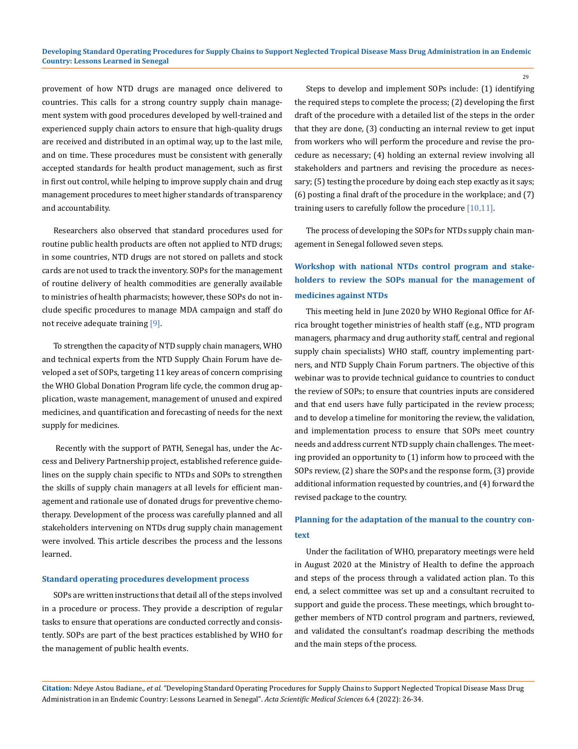provement of how NTD drugs are managed once delivered to countries. This calls for a strong country supply chain management system with good procedures developed by well-trained and experienced supply chain actors to ensure that high-quality drugs are received and distributed in an optimal way, up to the last mile, and on time. These procedures must be consistent with generally accepted standards for health product management, such as first in first out control, while helping to improve supply chain and drug management procedures to meet higher standards of transparency and accountability.

Researchers also observed that standard procedures used for routine public health products are often not applied to NTD drugs; in some countries, NTD drugs are not stored on pallets and stock cards are not used to track the inventory. SOPs for the management of routine delivery of health commodities are generally available to ministries of health pharmacists; however, these SOPs do not include specific procedures to manage MDA campaign and staff do not receive adequate training [9].

To strengthen the capacity of NTD supply chain managers, WHO and technical experts from the NTD Supply Chain Forum have developed a set of SOPs, targeting 11 key areas of concern comprising the WHO Global Donation Program life cycle, the common drug application, waste management, management of unused and expired medicines, and quantification and forecasting of needs for the next supply for medicines.

Recently with the support of PATH, Senegal has, under the Access and Delivery Partnership project, established reference guidelines on the supply chain specific to NTDs and SOPs to strengthen the skills of supply chain managers at all levels for efficient management and rationale use of donated drugs for preventive chemotherapy. Development of the process was carefully planned and all stakeholders intervening on NTDs drug supply chain management were involved. This article describes the process and the lessons learned.

### Standard operating procedures development process

SOPs are written instructions that detail all of the steps involved in a procedure or process. They provide a description of regular tasks to ensure that operations are conducted correctly and consistently. SOPs are part of the best practices established by WHO for the management of public health events.

Steps to develop and implement SOPs include: (1) identifying the required steps to complete the process; (2) developing the first draft of the procedure with a detailed list of the steps in the order that they are done, (3) conducting an internal review to get input from workers who will perform the procedure and revise the procedure as necessary; (4) holding an external review involving all stakeholders and partners and revising the procedure as necessary; (5) testing the procedure by doing each step exactly as it says; (6) posting a final draft of the procedure in the workplace; and (7) training users to carefully follow the procedure [10,11].

The process of developing the SOPs for NTDs supply chain management in Senegal followed seven steps.

### Workshop with national NTDs control program and stakeholders to review the SOPs manual for the management of medicines against NTDs

This meeting held in June 2020 by WHO Regional Office for Africa brought together ministries of health staff (e.g., NTD program managers, pharmacy and drug authority staff, central and regional supply chain specialists) WHO staff, country implementing partners, and NTD Supply Chain Forum partners. The objective of this webinar was to provide technical guidance to countries to conduct the review of SOPs; to ensure that countries inputs are considered and that end users have fully participated in the review process; and to develop a timeline for monitoring the review, the validation, and implementation process to ensure that SOPs meet country needs and address current NTD supply chain challenges. The meeting provided an opportunity to (1) inform how to proceed with the SOPs review, (2) share the SOPs and the response form, (3) provide additional information requested by countries, and (4) forward the revised package to the country.

### Planning for the adaptation of the manual to the country context

Under the facilitation of WHO, preparatory meetings were held in August 2020 at the Ministry of Health to define the approach and steps of the process through a validated action plan. To this end, a select committee was set up and a consultant recruited to support and guide the process. These meetings, which brought together members of NTD control program and partners, reviewed, and validated the consultant's roadmap describing the methods and the main steps of the process.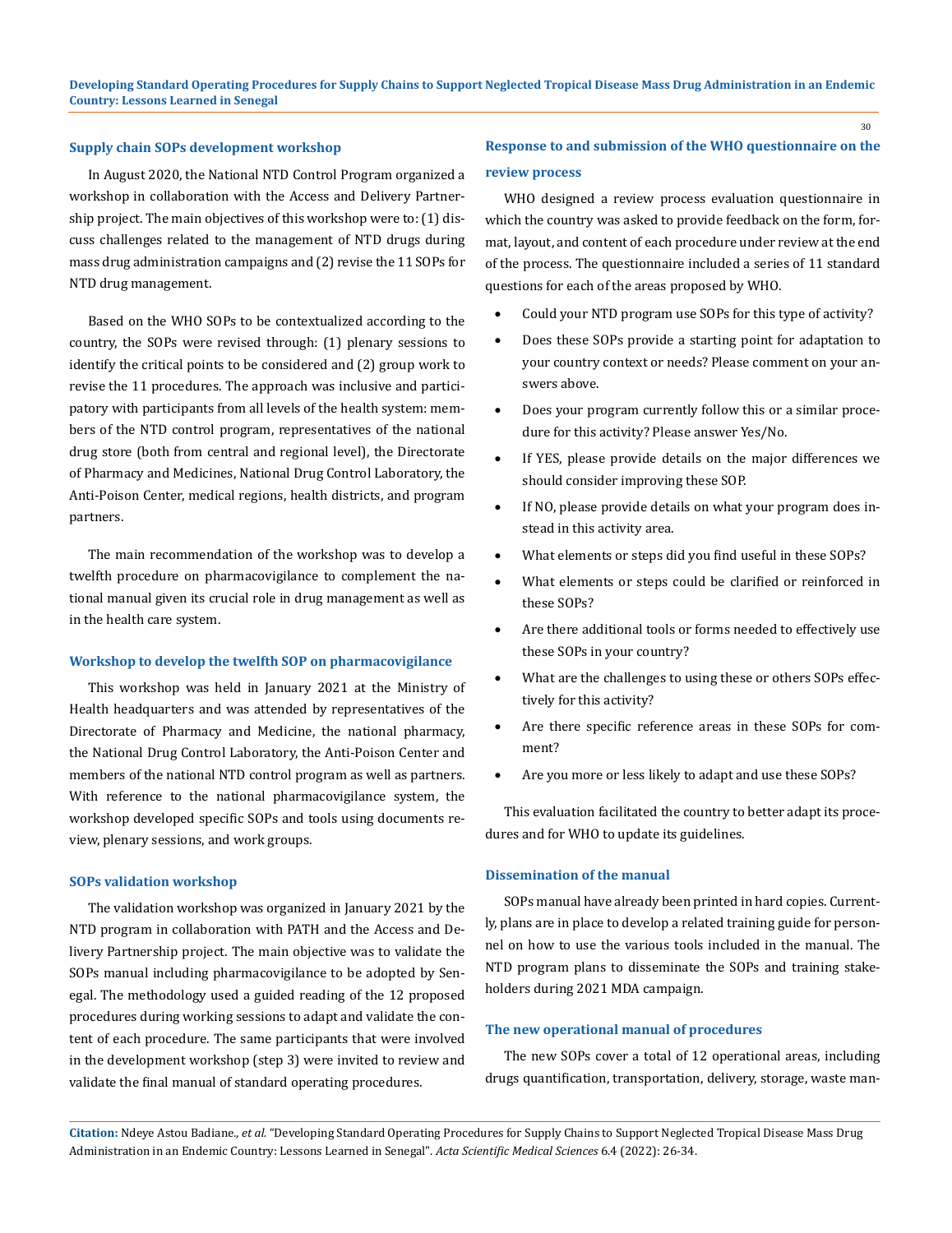### Supply chain SOPs development workshop

In August 2020, the National NTD Control Program organized a workshop in collaboration with the Access and Delivery Partnership project. The main objectives of this workshop were to: (1) discuss challenges related to the management of NTD drugs during mass drug administration campaigns and (2) revise the 11 SOPs for NTD drug management.

Based on the WHO SOPs to be contextualized according to the country, the SOPs were revised through: (1) plenary sessions to identify the critical points to be considered and (2) group work to revise the 11 procedures. The approach was inclusive and participatory with participants from all levels of the health system: members of the NTD control program, representatives of the national drug store (both from central and regional level), the Directorate of Pharmacy and Medicines, National Drug Control Laboratory, the Anti-Poison Center, medical regions, health districts, and program partners.

The main recommendation of the workshop was to develop a twelfth procedure on pharmacovigilance to complement the national manual given its crucial role in drug management as well as in the health care system.

### Workshop to develop the twelfth SOP on pharmacovigilance

This workshop was held in January 2021 at the Ministry of Health headquarters and was attended by representatives of the Directorate of Pharmacy and Medicine, the national pharmacy, the National Drug Control Laboratory, the Anti-Poison Center and members of the national NTD control program as well as partners. With reference to the national pharmacovigilance system, the workshop developed specific SOPs and tools using documents review, plenary sessions, and work groups.

### SOPs validation workshop

The validation workshop was organized in January 2021 by the NTD program in collaboration with PATH and the Access and Delivery Partnership project. The main objective was to validate the SOPs manual including pharmacovigilance to be adopted by Senegal. The methodology used a guided reading of the 12 proposed procedures during working sessions to adapt and validate the content of each procedure. The same participants that were involved in the development workshop (step 3) were invited to review and validate the final manual of standard operating procedures.

### Response to and submission of the WHO questionnaire on the review process

WHO designed a review process evaluation questionnaire in which the country was asked to provide feedback on the form, format, layout, and content of each procedure under review at the end of the process. The questionnaire included a series of 11 standard questions for each of the areas proposed by WHO.

- Could your NTD program use SOPs for this type of activity?
- Does these SOPs provide a starting point for adaptation to your country context or needs? Please comment on your answers above.
- Does your program currently follow this or a similar procedure for this activity? Please answer Yes/No.
- If YES, please provide details on the major differences we should consider improving these SOP.
- If NO, please provide details on what your program does instead in this activity area.
- What elements or steps did you find useful in these SOPs?
- What elements or steps could be clarified or reinforced in these SOPs?
- Are there additional tools or forms needed to effectively use these SOPs in your country?
- What are the challenges to using these or others SOPs effectively for this activity?
- Are there specific reference areas in these SOPs for comment?
- Are you more or less likely to adapt and use these SOPs?

This evaluation facilitated the country to better adapt its procedures and for WHO to update its guidelines.

### Dissemination of the manual

SOPs manual have already been printed in hard copies. Currently, plans are in place to develop a related training guide for personnel on how to use the various tools included in the manual. The NTD program plans to disseminate the SOPs and training stakeholders during 2021 MDA campaign.

### The new operational manual of procedures

The new SOPs cover a total of 12 operational areas, including drugs quantification, transportation, delivery, storage, waste man-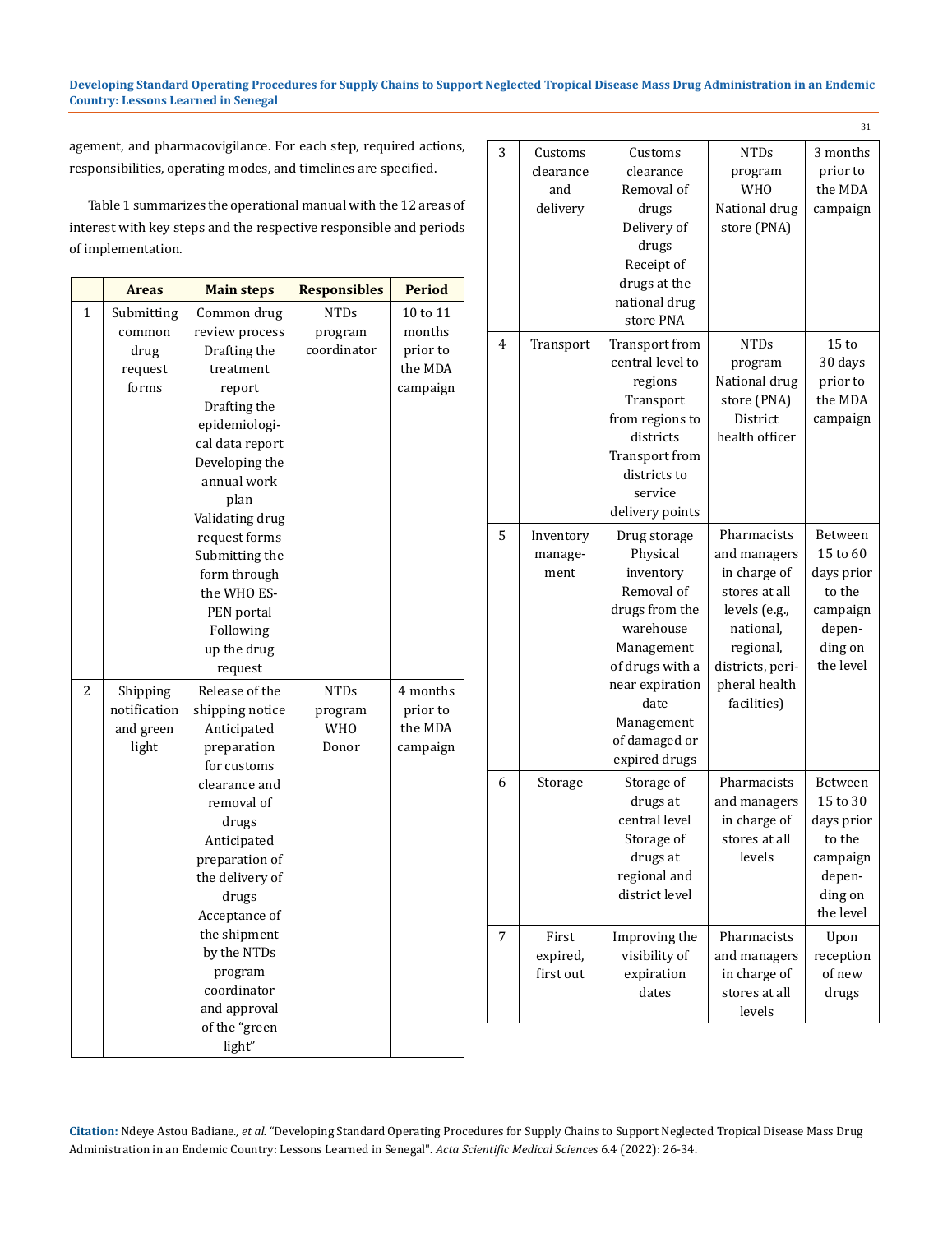agement, and pharmacovigilance. For each step, required actions, responsibilities, operating modes, and timelines are specified.

Table 1 summarizes the operational manual with the 12 areas of interest with key steps and the respective responsible and periods of implementation.

| | Areas | Main steps | Responsibles | Period |
|---|---|---|---|---|
| 1 | Submitting common drug request forms | Common drug review process<br>Drafting the treatment report<br>Drafting the epidemiological data report<br>Developing the annual work plan<br>Validating drug request forms<br>Submitting the form through the WHO ESPEN portal<br>Following up the drug request | NTDs program coordinator | 10 to 11 months prior to the MDA campaign |
| 2 | Shipping notification and green light | Release of the shipping notice<br>Anticipated preparation for customs clearance and removal of drugs<br>Anticipated preparation of the delivery of drugs<br>Acceptance of the shipment by the NTDs program coordinator and approval of the "green light" | NTDs program<br>WHO<br>Donor | 4 months prior to the MDA campaign |
| 3 | Customs clearance and delivery | Customs clearance<br>Removal of drugs<br>Delivery of drugs<br>Receipt of drugs at the national drug store PNA | NTDs program<br>WHO<br>National drug store (PNA) | 3 months prior to the MDA campaign |
| 4 | Transport | Transport from central level to regions<br>Transport from regions to districts<br>Transport from districts to service delivery points | NTDs program<br>National drug store (PNA)<br>District health officer | 15 to 30 days prior to the MDA campaign |
| 5 | Inventory management | Drug storage<br>Physical inventory<br>Removal of drugs from the warehouse<br>Management of drugs with a near expiration date<br>Management of damaged or expired drugs | Pharmacists and managers in charge of stores at all levels (e.g., national, regional, districts, peripheral health facilities) | Between 15 to 60 days prior to the campaign depending on the level |
| 6 | Storage | Storage of drugs at central level<br>Storage of drugs at regional and district level | Pharmacists and managers in charge of stores at all levels | Between 15 to 30 days prior to the campaign depending on the level |
| 7 | First expired, first out | Improving the visibility of expiration dates | Pharmacists and managers in charge of stores at all levels | Upon reception of new drugs |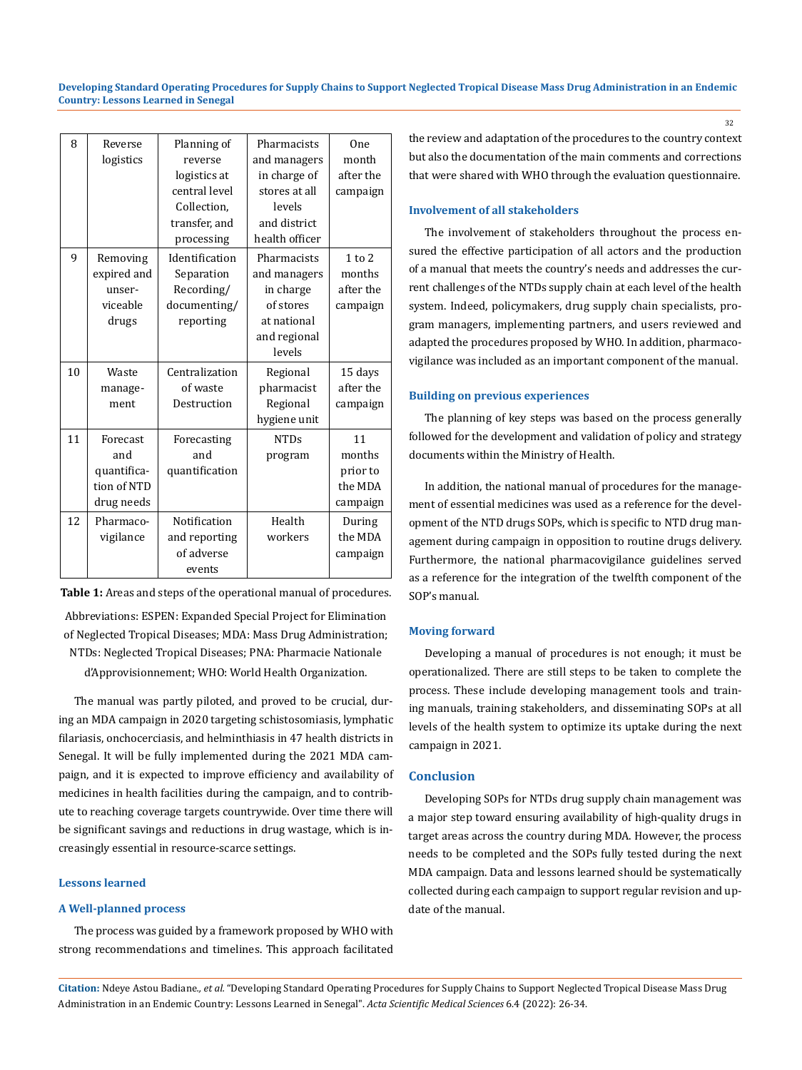| 8 | Reverse logistics | Planning of reverse logistics at central level Collection, transfer, and processing | Pharmacists and managers in charge of stores at all levels and district health officer | One month after the campaign |
|---|---|---|---|---|
| 9 | Removing expired and unserviceable drugs | Identification Separation Recording/ documenting/ reporting | Pharmacists and managers in charge of stores at national and regional levels | 1 to 2 months after the campaign |
| 10 | Waste management | Centralization of waste Destruction | Regional pharmacist Regional hygiene unit | 15 days after the campaign |
| 11 | Forecast and quantification of NTD drug needs | Forecasting and quantification | NTDs program | 11 months prior to the MDA campaign |
| 12 | Pharmacovigilance | Notification and reporting of adverse events | Health workers | During the MDA campaign |

**Table 1:** Areas and steps of the operational manual of procedures.

Abbreviations: ESPEN: Expanded Special Project for Elimination of Neglected Tropical Diseases; MDA: Mass Drug Administration; NTDs: Neglected Tropical Diseases; PNA: Pharmacie Nationale d'Approvisionnement; WHO: World Health Organization.

The manual was partly piloted, and proved to be crucial, during an MDA campaign in 2020 targeting schistosomiasis, lymphatic filariasis, onchocerciasis, and helminthiasis in 47 health districts in Senegal. It will be fully implemented during the 2021 MDA campaign, and it is expected to improve efficiency and availability of medicines in health facilities during the campaign, and to contribute to reaching coverage targets countrywide. Over time there will be significant savings and reductions in drug wastage, which is increasingly essential in resource-scarce settings.

## Lessons learned

### A Well-planned process

The process was guided by a framework proposed by WHO with strong recommendations and timelines. This approach facilitated the review and adaptation of the procedures to the country context but also the documentation of the main comments and corrections that were shared with WHO through the evaluation questionnaire.

### Involvement of all stakeholders

The involvement of stakeholders throughout the process ensured the effective participation of all actors and the production of a manual that meets the country's needs and addresses the current challenges of the NTDs supply chain at each level of the health system. Indeed, policymakers, drug supply chain specialists, program managers, implementing partners, and users reviewed and adapted the procedures proposed by WHO. In addition, pharmacovigilance was included as an important component of the manual.

### Building on previous experiences

The planning of key steps was based on the process generally followed for the development and validation of policy and strategy documents within the Ministry of Health.

In addition, the national manual of procedures for the management of essential medicines was used as a reference for the development of the NTD drugs SOPs, which is specific to NTD drug management during campaign in opposition to routine drugs delivery. Furthermore, the national pharmacovigilance guidelines served as a reference for the integration of the twelfth component of the SOP's manual.

### Moving forward

Developing a manual of procedures is not enough; it must be operationalized. There are still steps to be taken to complete the process. These include developing management tools and training manuals, training stakeholders, and disseminating SOPs at all levels of the health system to optimize its uptake during the next campaign in 2021.

## Conclusion

Developing SOPs for NTDs drug supply chain management was a major step toward ensuring availability of high-quality drugs in target areas across the country during MDA. However, the process needs to be completed and the SOPs fully tested during the next MDA campaign. Data and lessons learned should be systematically collected during each campaign to support regular revision and update of the manual.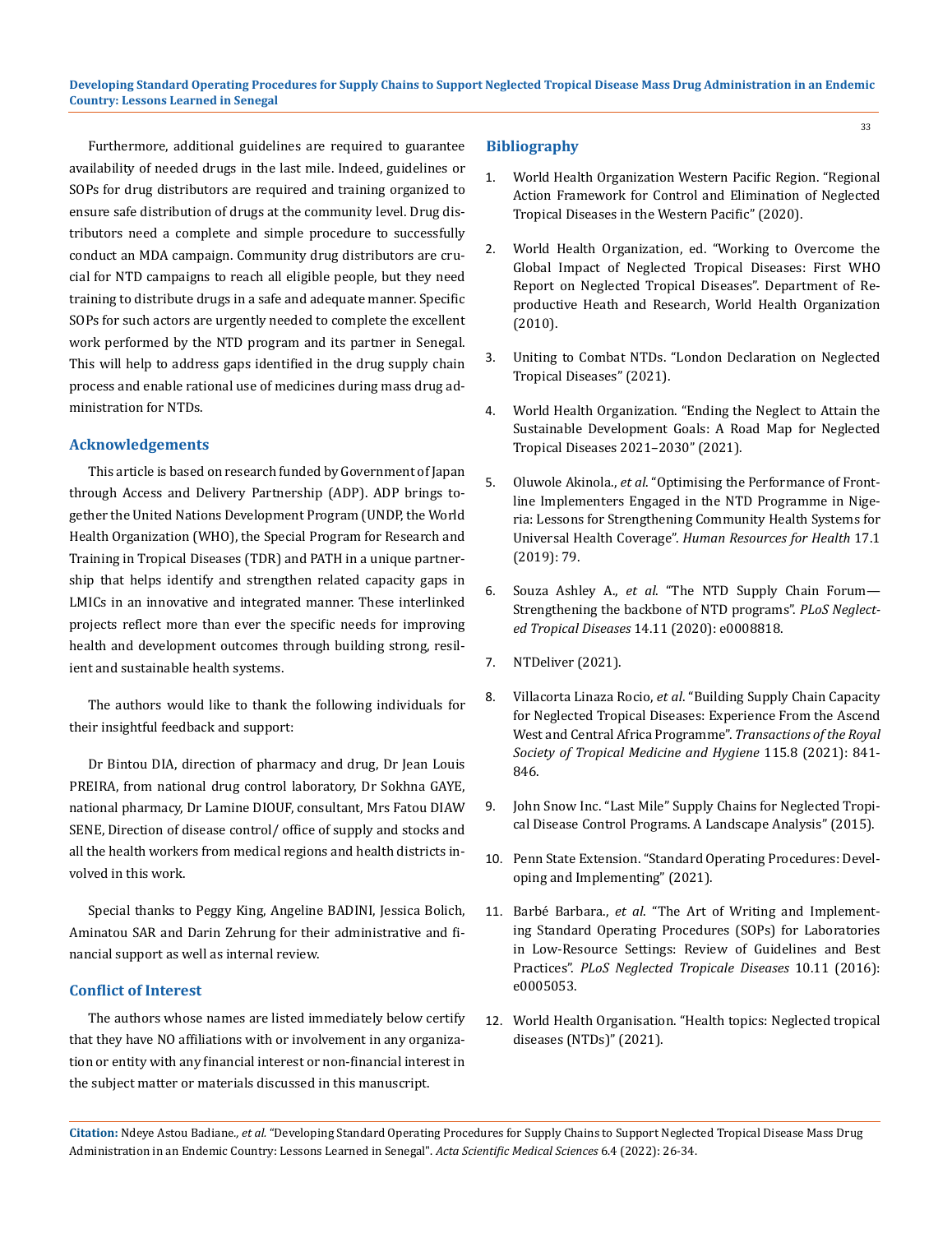Furthermore, additional guidelines are required to guarantee availability of needed drugs in the last mile. Indeed, guidelines or SOPs for drug distributors are required and training organized to ensure safe distribution of drugs at the community level. Drug distributors need a complete and simple procedure to successfully conduct an MDA campaign. Community drug distributors are crucial for NTD campaigns to reach all eligible people, but they need training to distribute drugs in a safe and adequate manner. Specific SOPs for such actors are urgently needed to complete the excellent work performed by the NTD program and its partner in Senegal. This will help to address gaps identified in the drug supply chain process and enable rational use of medicines during mass drug administration for NTDs.

## Acknowledgements

This article is based on research funded by Government of Japan through Access and Delivery Partnership (ADP). ADP brings together the United Nations Development Program (UNDP, the World Health Organization (WHO), the Special Program for Research and Training in Tropical Diseases (TDR) and PATH in a unique partnership that helps identify and strengthen related capacity gaps in LMICs in an innovative and integrated manner. These interlinked projects reflect more than ever the specific needs for improving health and development outcomes through building strong, resilient and sustainable health systems.

The authors would like to thank the following individuals for their insightful feedback and support:

Dr Bintou DIA, direction of pharmacy and drug, Dr Jean Louis PREIRA, from national drug control laboratory, Dr Sokhna GAYE, national pharmacy, Dr Lamine DIOUF, consultant, Mrs Fatou DIAW SENE, Direction of disease control/ office of supply and stocks and all the health workers from medical regions and health districts involved in this work.

Special thanks to Peggy King, Angeline BADINI, Jessica Bolich, Aminatou SAR and Darin Zehrung for their administrative and financial support as well as internal review.

## Conflict of Interest

The authors whose names are listed immediately below certify that they have NO affiliations with or involvement in any organization or entity with any financial interest or non-financial interest in the subject matter or materials discussed in this manuscript.

## Bibliography

1. World Health Organization Western Pacific Region. "Regional Action Framework for Control and Elimination of Neglected Tropical Diseases in the Western Pacific" (2020).
2. World Health Organization, ed. "Working to Overcome the Global Impact of Neglected Tropical Diseases: First WHO Report on Neglected Tropical Diseases". Department of Reproductive Heath and Research, World Health Organization (2010).
3. Uniting to Combat NTDs. "London Declaration on Neglected Tropical Diseases" (2021).
4. World Health Organization. "Ending the Neglect to Attain the Sustainable Development Goals: A Road Map for Neglected Tropical Diseases 2021–2030" (2021).
5. Oluwole Akinola., *et al*. "Optimising the Performance of Frontline Implementers Engaged in the NTD Programme in Nigeria: Lessons for Strengthening Community Health Systems for Universal Health Coverage". *Human Resources for Health* 17.1 (2019): 79.
6. Souza Ashley A., *et al*. "The NTD Supply Chain Forum—Strengthening the backbone of NTD programs". *PLoS Neglected Tropical Diseases* 14.11 (2020): e0008818.
7. NTDeliver (2021).
8. Villacorta Linaza Rocio, *et al*. "Building Supply Chain Capacity for Neglected Tropical Diseases: Experience From the Ascend West and Central Africa Programme". *Transactions of the Royal Society of Tropical Medicine and Hygiene* 115.8 (2021): 841-846.
9. John Snow Inc. "Last Mile" Supply Chains for Neglected Tropical Disease Control Programs. A Landscape Analysis" (2015).
10. Penn State Extension. "Standard Operating Procedures: Developing and Implementing" (2021).
11. Barbé Barbara., *et al*. "The Art of Writing and Implementing Standard Operating Procedures (SOPs) for Laboratories in Low-Resource Settings: Review of Guidelines and Best Practices". *PLoS Neglected Tropicale Diseases* 10.11 (2016): e0005053.
12. World Health Organisation. "Health topics: Neglected tropical diseases (NTDs)" (2021).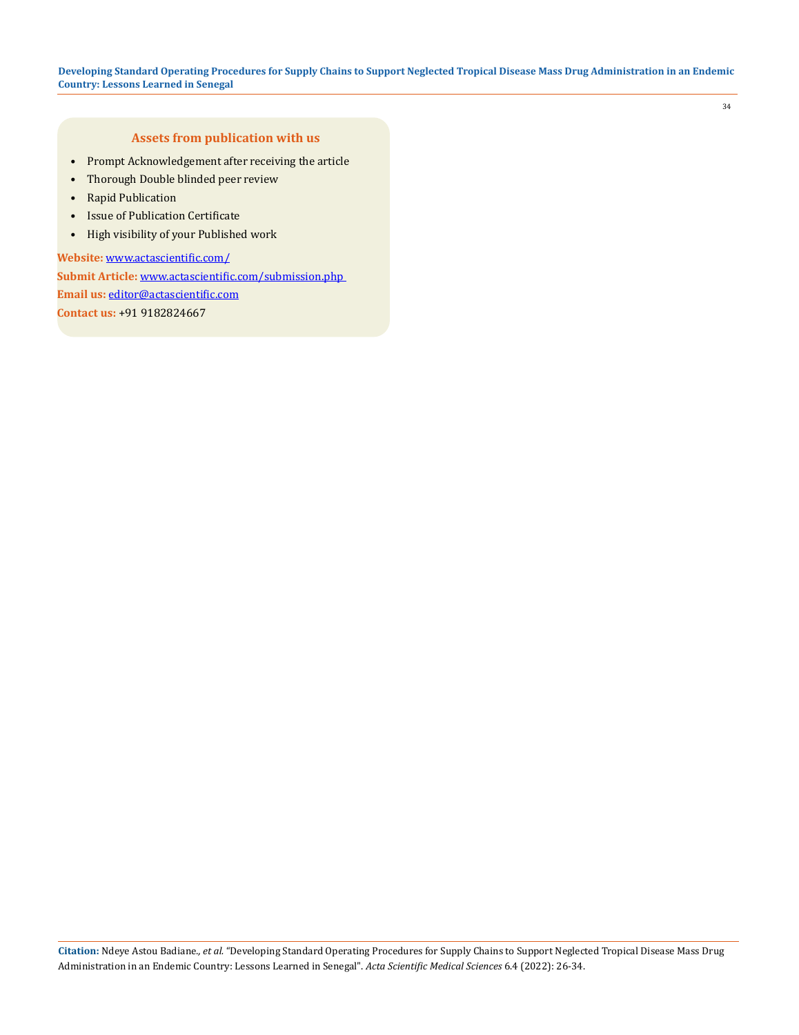### Assets from publication with us

- Prompt Acknowledgement after receiving the article
- Thorough Double blinded peer review
- Rapid Publication
- Issue of Publication Certificate
- High visibility of your Published work

**Website:** www.actascientific.com/

**Submit Article:** www.actascientific.com/submission.php

**Email us:** editor@actascientific.com

**Contact us:** +91 9182824667